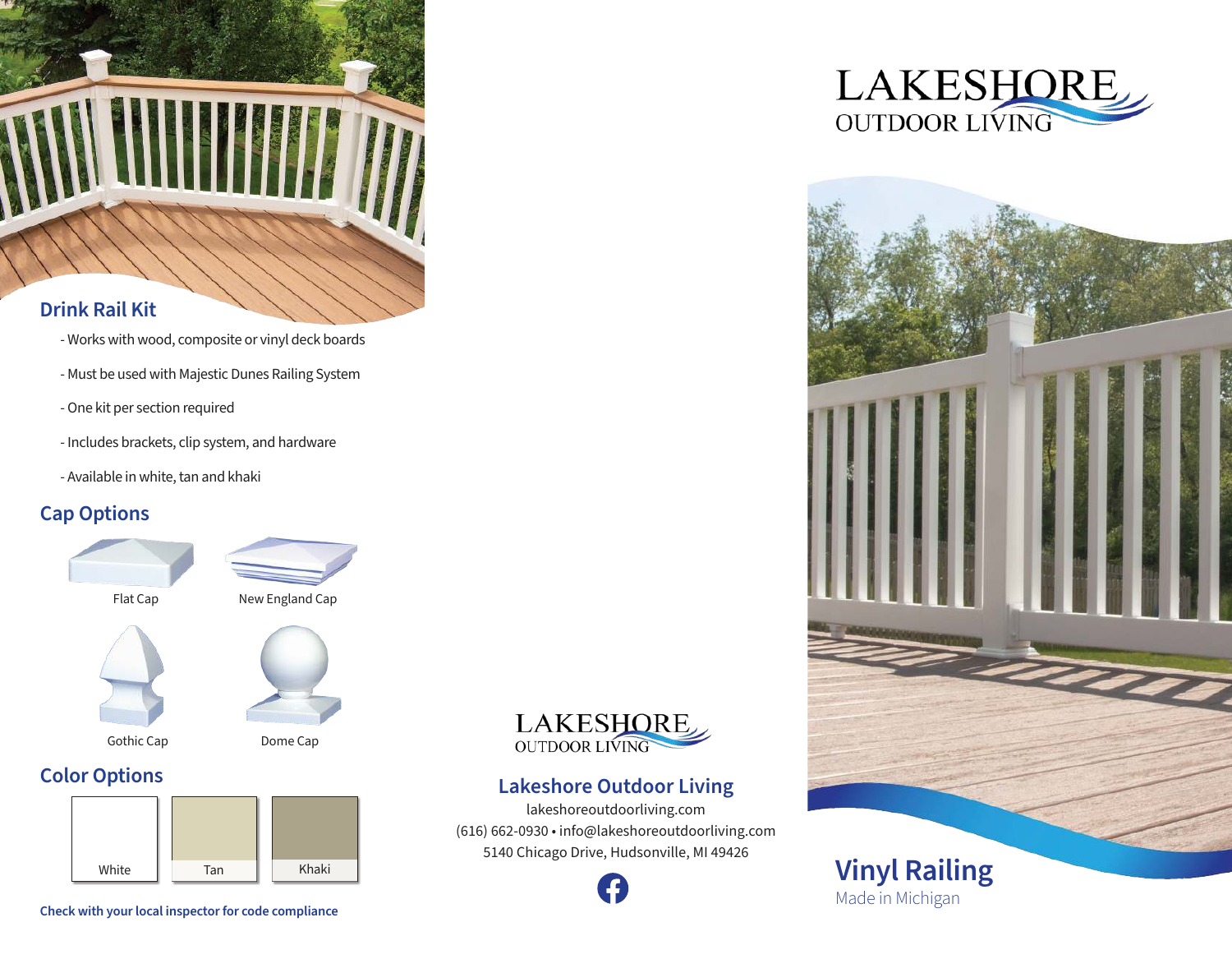## Drink Rail Kit

- Works with wood, composite or vinyl deck boards
- Must be used with Majestic Dunes Railing System
- One kit per section required
- Includes brackets, clip system, and hardware
- Available in white, tan and khaki

## Cap Options

Flat Cap

New England Cap

Gothic Cap

Dome Cap

## Color Options

White

Tan

Khaki

**Check with your local inspector for code compliance**

LAKESHORE
OUTDOOR LIVING

## Lakeshore Outdoor Living

lakeshoreoutdoorliving.com
(616) 662-0930 • info@lakeshoreoutdoorliving.com
5140 Chicago Drive, Hudsonville, MI 49426

LAKESHORE
OUTDOOR LIVING

# Vinyl Railing

Made in Michigan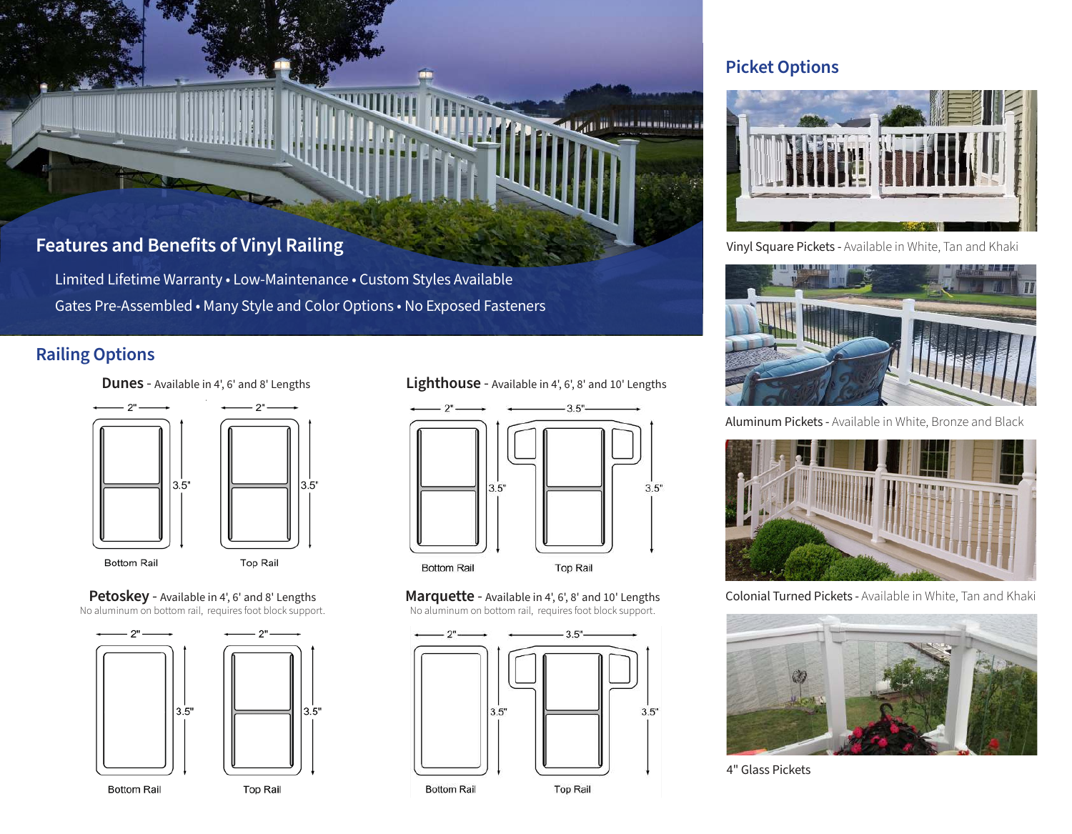## Features and Benefits of Vinyl Railing

Limited Lifetime Warranty • Low-Maintenance • Custom Styles Available
Gates Pre-Assembled • Many Style and Color Options • No Exposed Fasteners

## Railing Options

**Dunes** - Available in 4', 6' and 8' Lengths

2"
3.5"
Bottom Rail

2"
3.5"
Top Rail

**Lighthouse** - Available in 4', 6', 8' and 10' Lengths

2"
3.5"
Bottom Rail

3.5"
3.5"
Top Rail

**Petoskey** - Available in 4', 6' and 8' Lengths
No aluminum on bottom rail, requires foot block support.

2"
3.5"
Bottom Rail

2"
3.5"
Top Rail

**Marquette** - Available in 4', 6', 8' and 10' Lengths
No aluminum on bottom rail, requires foot block support.

2"
3.5"
Bottom Rail

3.5"
3.5"
Top Rail

## Picket Options

Vinyl Square Pickets - Available in White, Tan and Khaki

Aluminum Pickets - Available in White, Bronze and Black

Colonial Turned Pickets - Available in White, Tan and Khaki

4" Glass Pickets